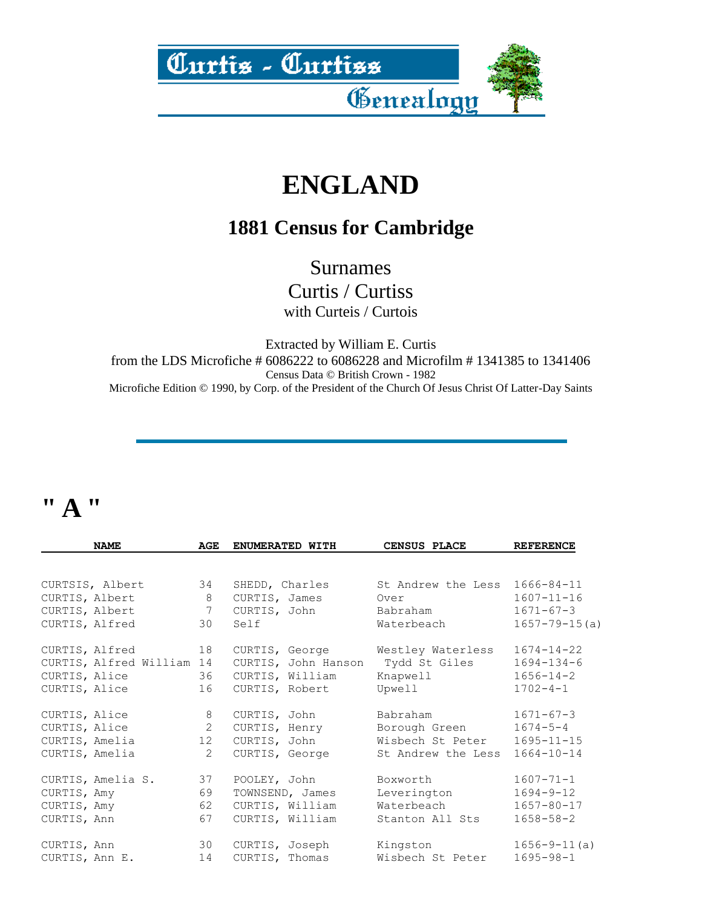# Curtis - Curtiss Genealogy

# ENGLAND

## 1881 Census for Cambridge

Surnames
Curtis / Curtiss
with Curteis / Curtois

Extracted by William E. Curtis
from the LDS Microfiche # 6086222 to 6086228 and Microfilm # 1341385 to 1341406
Census Data © British Crown - 1982
Microfiche Edition © 1990, by Corp. of the President of the Church Of Jesus Christ Of Latter-Day Saints

---

# " A "

| NAME | AGE | ENUMERATED WITH | CENSUS PLACE | REFERENCE |
|---|---|---|---|---|
| CURTSIS, Albert | 34 | SHEDD, Charles | St Andrew the Less | 1666-84-11 |
| CURTIS, Albert | 8 | CURTIS, James | Over | 1607-11-16 |
| CURTIS, Albert | 7 | CURTIS, John | Babraham | 1671-67-3 |
| CURTIS, Alfred | 30 | Self | Waterbeach | 1657-79-15(a) |
| CURTIS, Alfred | 18 | CURTIS, George | Westley Waterless | 1674-14-22 |
| CURTIS, Alfred William | 14 | CURTIS, John Hanson | Tydd St Giles | 1694-134-6 |
| CURTIS, Alice | 36 | CURTIS, William | Knapwell | 1656-14-2 |
| CURTIS, Alice | 16 | CURTIS, Robert | Upwell | 1702-4-1 |
| CURTIS, Alice | 8 | CURTIS, John | Babraham | 1671-67-3 |
| CURTIS, Alice | 2 | CURTIS, Henry | Borough Green | 1674-5-4 |
| CURTIS, Amelia | 12 | CURTIS, John | Wisbech St Peter | 1695-11-15 |
| CURTIS, Amelia | 2 | CURTIS, George | St Andrew the Less | 1664-10-14 |
| CURTIS, Amelia S. | 37 | POOLEY, John | Boxworth | 1607-71-1 |
| CURTIS, Amy | 69 | TOWNSEND, James | Leverington | 1694-9-12 |
| CURTIS, Amy | 62 | CURTIS, William | Waterbeach | 1657-80-17 |
| CURTIS, Ann | 67 | CURTIS, William | Stanton All Sts | 1658-58-2 |
| CURTIS, Ann | 30 | CURTIS, Joseph | Kingston | 1656-9-11(a) |
| CURTIS, Ann E. | 14 | CURTIS, Thomas | Wisbech St Peter | 1695-98-1 |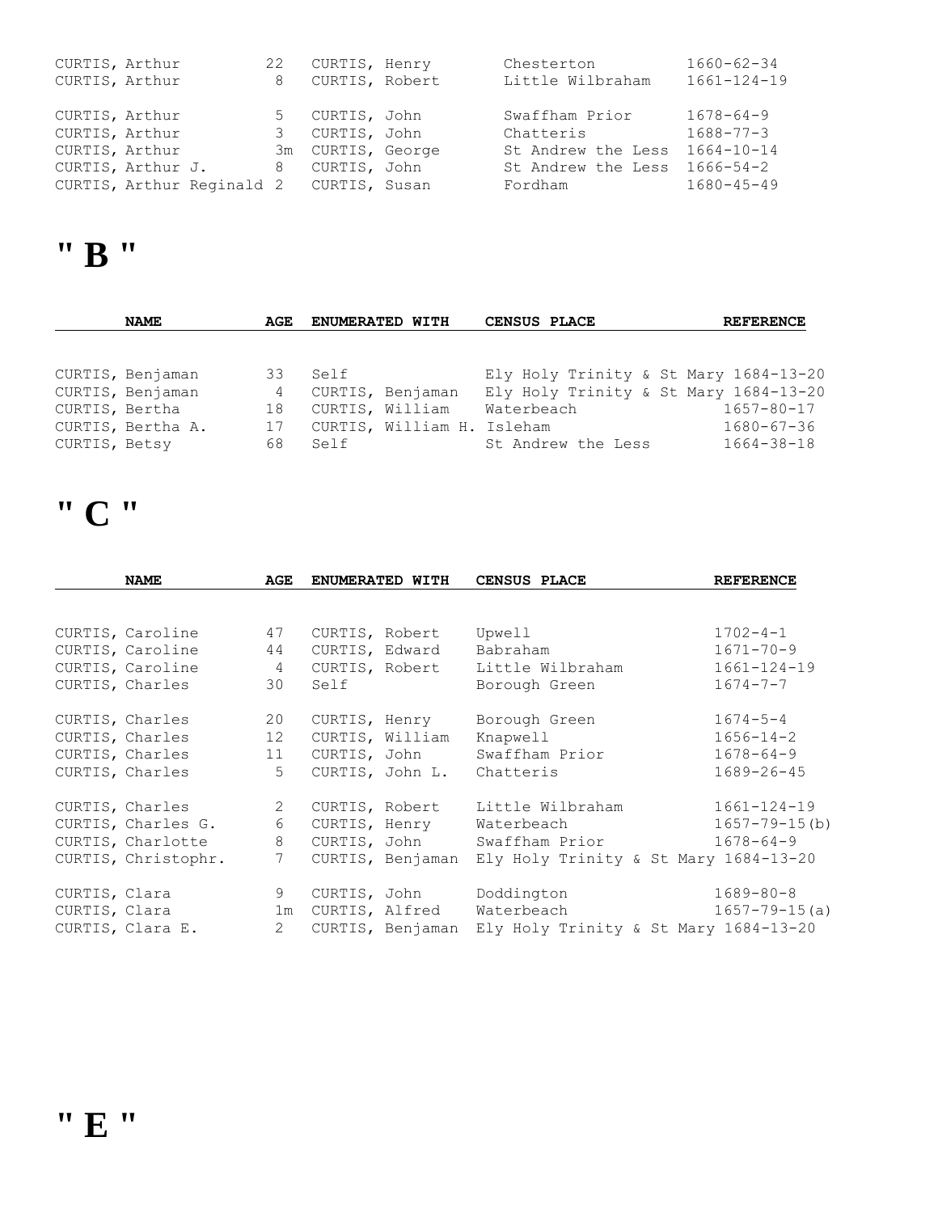| NAME | AGE | ENUMERATED WITH | CENSUS PLACE | REFERENCE |
|---|---|---|---|---|
| CURTIS, Arthur | 22 | CURTIS, Henry | Chesterton | 1660-62-34 |
| CURTIS, Arthur | 8 | CURTIS, Robert | Little Wilbraham | 1661-124-19 |
| CURTIS, Arthur | 5 | CURTIS, John | Swaffham Prior | 1678-64-9 |
| CURTIS, Arthur | 3 | CURTIS, John | Chatteris | 1688-77-3 |
| CURTIS, Arthur | 3m | CURTIS, George | St Andrew the Less | 1664-10-14 |
| CURTIS, Arthur J. | 8 | CURTIS, John | St Andrew the Less | 1666-54-2 |
| CURTIS, Arthur Reginald | 2 | CURTIS, Susan | Fordham | 1680-45-49 |

# " B "

| NAME | AGE | ENUMERATED WITH | CENSUS PLACE | REFERENCE |
|---|---|---|---|---|
| CURTIS, Benjaman | 33 | Self | Ely Holy Trinity & St Mary | 1684-13-20 |
| CURTIS, Benjaman | 4 | CURTIS, Benjaman | Ely Holy Trinity & St Mary | 1684-13-20 |
| CURTIS, Bertha | 18 | CURTIS, William | Waterbeach | 1657-80-17 |
| CURTIS, Bertha A. | 17 | CURTIS, William H. | Isleham | 1680-67-36 |
| CURTIS, Betsy | 68 | Self | St Andrew the Less | 1664-38-18 |

# " C "

| NAME | AGE | ENUMERATED WITH | CENSUS PLACE | REFERENCE |
|---|---|---|---|---|
| CURTIS, Caroline | 47 | CURTIS, Robert | Upwell | 1702-4-1 |
| CURTIS, Caroline | 44 | CURTIS, Edward | Babraham | 1671-70-9 |
| CURTIS, Caroline | 4 | CURTIS, Robert | Little Wilbraham | 1661-124-19 |
| CURTIS, Charles | 30 | Self | Borough Green | 1674-7-7 |
| CURTIS, Charles | 20 | CURTIS, Henry | Borough Green | 1674-5-4 |
| CURTIS, Charles | 12 | CURTIS, William | Knapwell | 1656-14-2 |
| CURTIS, Charles | 11 | CURTIS, John | Swaffham Prior | 1678-64-9 |
| CURTIS, Charles | 5 | CURTIS, John L. | Chatteris | 1689-26-45 |
| CURTIS, Charles | 2 | CURTIS, Robert | Little Wilbraham | 1661-124-19 |
| CURTIS, Charles G. | 6 | CURTIS, Henry | Waterbeach | 1657-79-15(b) |
| CURTIS, Charlotte | 8 | CURTIS, John | Swaffham Prior | 1678-64-9 |
| CURTIS, Christophr. | 7 | CURTIS, Benjaman | Ely Holy Trinity & St Mary | 1684-13-20 |
| CURTIS, Clara | 9 | CURTIS, John | Doddington | 1689-80-8 |
| CURTIS, Clara | 1m | CURTIS, Alfred | Waterbeach | 1657-79-15(a) |
| CURTIS, Clara E. | 2 | CURTIS, Benjaman | Ely Holy Trinity & St Mary | 1684-13-20 |

# " E "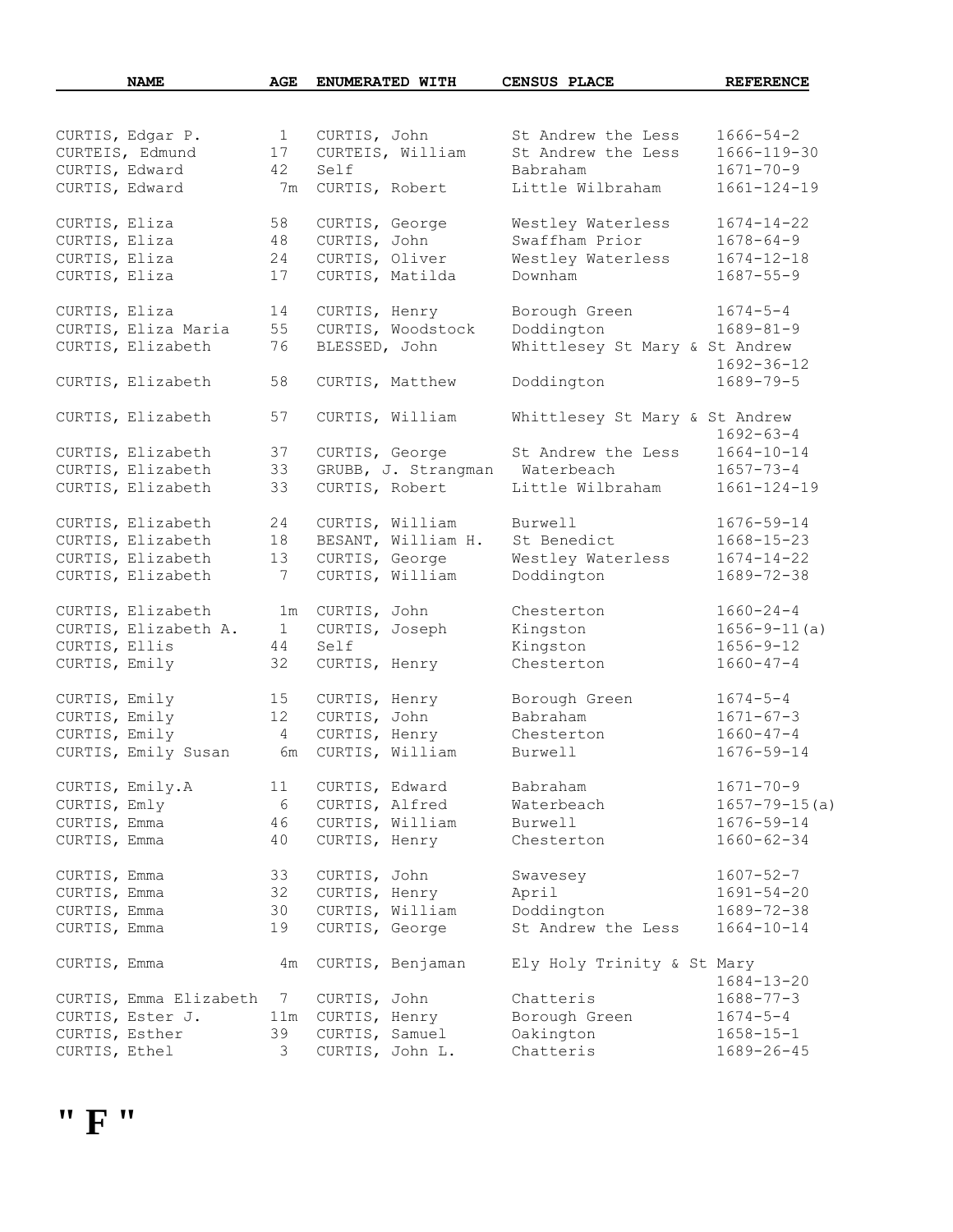| NAME | AGE | ENUMERATED WITH | CENSUS PLACE | REFERENCE |
|---|---|---|---|---|
| CURTIS, Edgar P. | 1 | CURTIS, John | St Andrew the Less | 1666-54-2 |
| CURTEIS, Edmund | 17 | CURTEIS, William | St Andrew the Less | 1666-119-30 |
| CURTIS, Edward | 42 | Self | Babraham | 1671-70-9 |
| CURTIS, Edward | 7m | CURTIS, Robert | Little Wilbraham | 1661-124-19 |
| CURTIS, Eliza | 58 | CURTIS, George | Westley Waterless | 1674-14-22 |
| CURTIS, Eliza | 48 | CURTIS, John | Swaffham Prior | 1678-64-9 |
| CURTIS, Eliza | 24 | CURTIS, Oliver | Westley Waterless | 1674-12-18 |
| CURTIS, Eliza | 17 | CURTIS, Matilda | Downham | 1687-55-9 |
| CURTIS, Eliza | 14 | CURTIS, Henry | Borough Green | 1674-5-4 |
| CURTIS, Eliza Maria | 55 | CURTIS, Woodstock | Doddington | 1689-81-9 |
| CURTIS, Elizabeth | 76 | BLESSED, John | Whittlesey St Mary & St Andrew | 1692-36-12 |
| CURTIS, Elizabeth | 58 | CURTIS, Matthew | Doddington | 1689-79-5 |
| CURTIS, Elizabeth | 57 | CURTIS, William | Whittlesey St Mary & St Andrew | 1692-63-4 |
| CURTIS, Elizabeth | 37 | CURTIS, George | St Andrew the Less | 1664-10-14 |
| CURTIS, Elizabeth | 33 | GRUBB, J. Strangman | Waterbeach | 1657-73-4 |
| CURTIS, Elizabeth | 33 | CURTIS, Robert | Little Wilbraham | 1661-124-19 |
| CURTIS, Elizabeth | 24 | CURTIS, William | Burwell | 1676-59-14 |
| CURTIS, Elizabeth | 18 | BESANT, William H. | St Benedict | 1668-15-23 |
| CURTIS, Elizabeth | 13 | CURTIS, George | Westley Waterless | 1674-14-22 |
| CURTIS, Elizabeth | 7 | CURTIS, William | Doddington | 1689-72-38 |
| CURTIS, Elizabeth | 1m | CURTIS, John | Chesterton | 1660-24-4 |
| CURTIS, Elizabeth A. | 1 | CURTIS, Joseph | Kingston | 1656-9-11(a) |
| CURTIS, Ellis | 44 | Self | Kingston | 1656-9-12 |
| CURTIS, Emily | 32 | CURTIS, Henry | Chesterton | 1660-47-4 |
| CURTIS, Emily | 15 | CURTIS, Henry | Borough Green | 1674-5-4 |
| CURTIS, Emily | 12 | CURTIS, John | Babraham | 1671-67-3 |
| CURTIS, Emily | 4 | CURTIS, Henry | Chesterton | 1660-47-4 |
| CURTIS, Emily Susan | 6m | CURTIS, William | Burwell | 1676-59-14 |
| CURTIS, Emily.A | 11 | CURTIS, Edward | Babraham | 1671-70-9 |
| CURTIS, Emly | 6 | CURTIS, Alfred | Waterbeach | 1657-79-15(a) |
| CURTIS, Emma | 46 | CURTIS, William | Burwell | 1676-59-14 |
| CURTIS, Emma | 40 | CURTIS, Henry | Chesterton | 1660-62-34 |
| CURTIS, Emma | 33 | CURTIS, John | Swavesey | 1607-52-7 |
| CURTIS, Emma | 32 | CURTIS, Henry | April | 1691-54-20 |
| CURTIS, Emma | 30 | CURTIS, William | Doddington | 1689-72-38 |
| CURTIS, Emma | 19 | CURTIS, George | St Andrew the Less | 1664-10-14 |
| CURTIS, Emma | 4m | CURTIS, Benjaman | Ely Holy Trinity & St Mary | 1684-13-20 |
| CURTIS, Emma Elizabeth | 7 | CURTIS, John | Chatteris | 1688-77-3 |
| CURTIS, Ester J. | 11m | CURTIS, Henry | Borough Green | 1674-5-4 |
| CURTIS, Esther | 39 | CURTIS, Samuel | Oakington | 1658-15-1 |
| CURTIS, Ethel | 3 | CURTIS, John L. | Chatteris | 1689-26-45 |

# " F "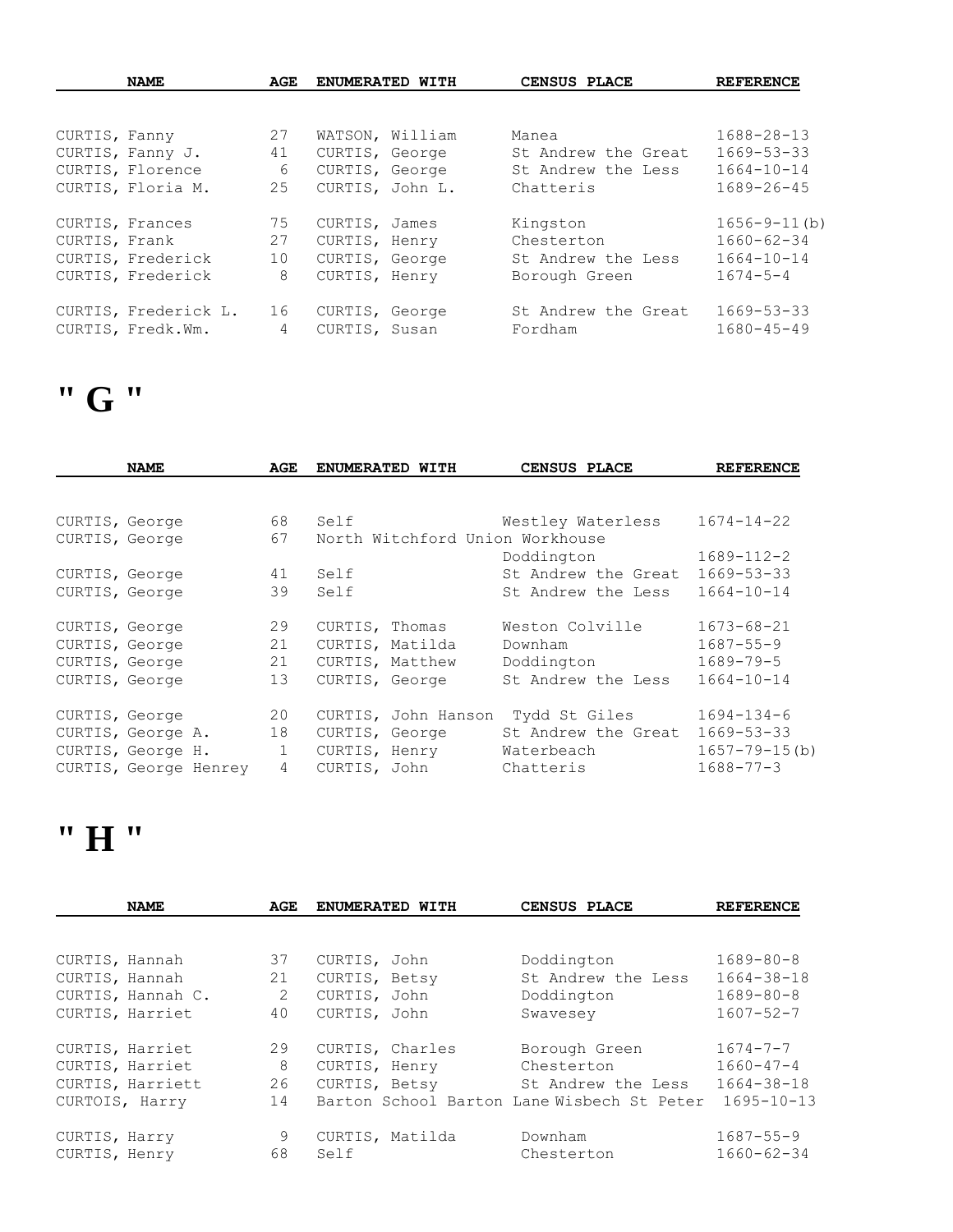| NAME | AGE | ENUMERATED WITH | CENSUS PLACE | REFERENCE |
|---|---|---|---|---|
| CURTIS, Fanny | 27 | WATSON, William | Manea | 1688-28-13 |
| CURTIS, Fanny J. | 41 | CURTIS, George | St Andrew the Great | 1669-53-33 |
| CURTIS, Florence | 6 | CURTIS, George | St Andrew the Less | 1664-10-14 |
| CURTIS, Floria M. | 25 | CURTIS, John L. | Chatteris | 1689-26-45 |
| CURTIS, Frances | 75 | CURTIS, James | Kingston | 1656-9-11(b) |
| CURTIS, Frank | 27 | CURTIS, Henry | Chesterton | 1660-62-34 |
| CURTIS, Frederick | 10 | CURTIS, George | St Andrew the Less | 1664-10-14 |
| CURTIS, Frederick | 8 | CURTIS, Henry | Borough Green | 1674-5-4 |
| CURTIS, Frederick L. | 16 | CURTIS, George | St Andrew the Great | 1669-53-33 |
| CURTIS, Fredk.Wm. | 4 | CURTIS, Susan | Fordham | 1680-45-49 |

# " G "

| NAME | AGE | ENUMERATED WITH | CENSUS PLACE | REFERENCE |
|---|---|---|---|---|
| CURTIS, George | 68 | Self | Westley Waterless | 1674-14-22 |
| CURTIS, George | 67 | North Witchford Union Workhouse | Doddington | 1689-112-2 |
| CURTIS, George | 41 | Self | St Andrew the Great | 1669-53-33 |
| CURTIS, George | 39 | Self | St Andrew the Less | 1664-10-14 |
| CURTIS, George | 29 | CURTIS, Thomas | Weston Colville | 1673-68-21 |
| CURTIS, George | 21 | CURTIS, Matilda | Downham | 1687-55-9 |
| CURTIS, George | 21 | CURTIS, Matthew | Doddington | 1689-79-5 |
| CURTIS, George | 13 | CURTIS, George | St Andrew the Less | 1664-10-14 |
| CURTIS, George | 20 | CURTIS, John Hanson | Tydd St Giles | 1694-134-6 |
| CURTIS, George A. | 18 | CURTIS, George | St Andrew the Great | 1669-53-33 |
| CURTIS, George H. | 1 | CURTIS, Henry | Waterbeach | 1657-79-15(b) |
| CURTIS, George Henrey | 4 | CURTIS, John | Chatteris | 1688-77-3 |

# " H "

| NAME | AGE | ENUMERATED WITH | CENSUS PLACE | REFERENCE |
|---|---|---|---|---|
| CURTIS, Hannah | 37 | CURTIS, John | Doddington | 1689-80-8 |
| CURTIS, Hannah | 21 | CURTIS, Betsy | St Andrew the Less | 1664-38-18 |
| CURTIS, Hannah C. | 2 | CURTIS, John | Doddington | 1689-80-8 |
| CURTIS, Harriet | 40 | CURTIS, John | Swavesey | 1607-52-7 |
| CURTIS, Harriet | 29 | CURTIS, Charles | Borough Green | 1674-7-7 |
| CURTIS, Harriet | 8 | CURTIS, Henry | Chesterton | 1660-47-4 |
| CURTIS, Harriett | 26 | CURTIS, Betsy | St Andrew the Less | 1664-38-18 |
| CURTOIS, Harry | 14 | Barton School Barton Lane | Wisbech St Peter | 1695-10-13 |
| CURTIS, Harry | 9 | CURTIS, Matilda | Downham | 1687-55-9 |
| CURTIS, Henry | 68 | Self | Chesterton | 1660-62-34 |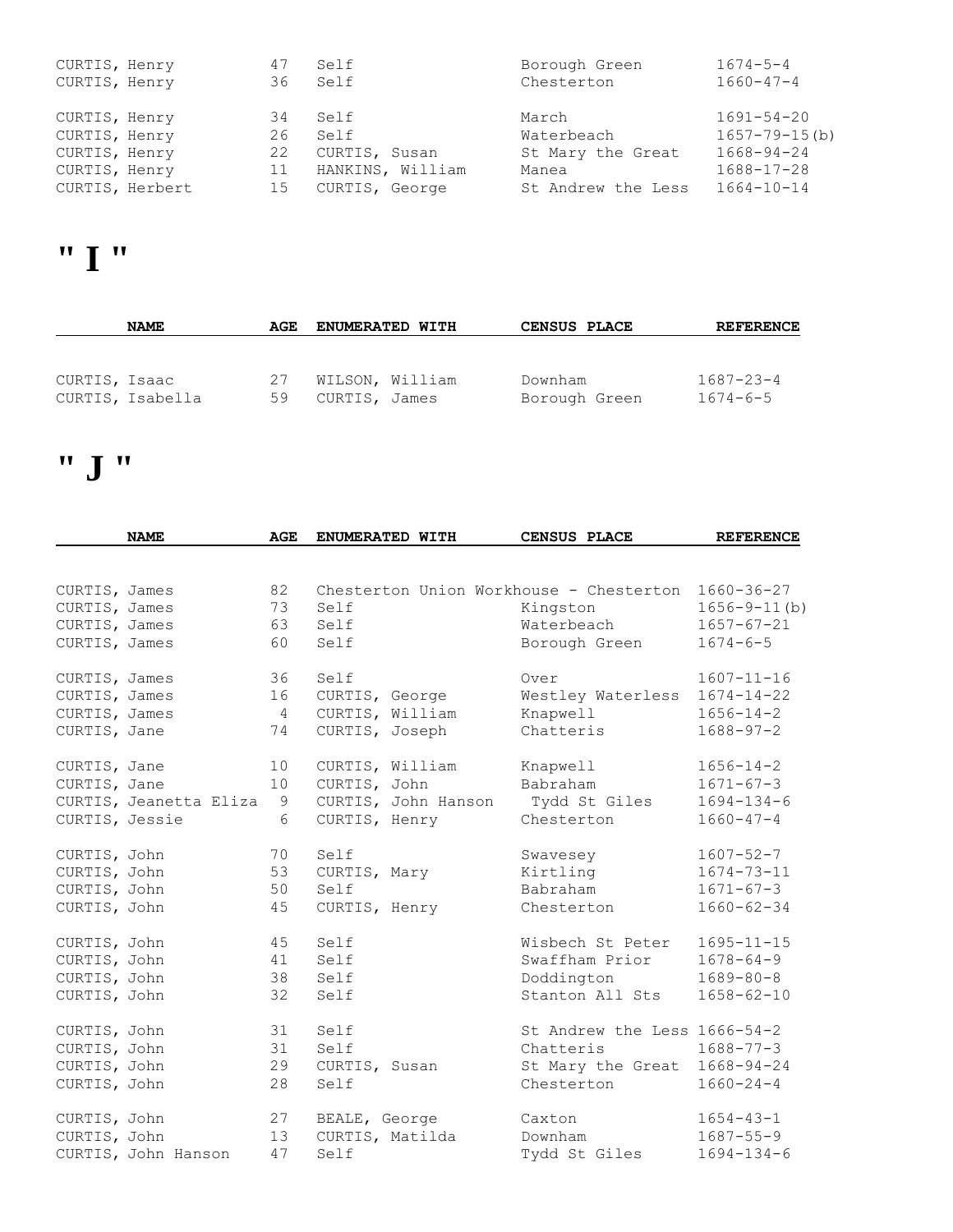| NAME | AGE | ENUMERATED WITH | CENSUS PLACE | REFERENCE |
|---|---|---|---|---|
| CURTIS, Henry | 47 | Self | Borough Green | 1674-5-4 |
| CURTIS, Henry | 36 | Self | Chesterton | 1660-47-4 |
| CURTIS, Henry | 34 | Self | March | 1691-54-20 |
| CURTIS, Henry | 26 | Self | Waterbeach | 1657-79-15(b) |
| CURTIS, Henry | 22 | CURTIS, Susan | St Mary the Great | 1668-94-24 |
| CURTIS, Henry | 11 | HANKINS, William | Manea | 1688-17-28 |
| CURTIS, Herbert | 15 | CURTIS, George | St Andrew the Less | 1664-10-14 |

# " I "

| NAME | AGE | ENUMERATED WITH | CENSUS PLACE | REFERENCE |
|---|---|---|---|---|
| CURTIS, Isaac | 27 | WILSON, William | Downham | 1687-23-4 |
| CURTIS, Isabella | 59 | CURTIS, James | Borough Green | 1674-6-5 |

# " J "

| NAME | AGE | ENUMERATED WITH | CENSUS PLACE | REFERENCE |
|---|---|---|---|---|
| CURTIS, James | 82 | Chesterton Union Workhouse - Chesterton | | 1660-36-27 |
| CURTIS, James | 73 | Self | Kingston | 1656-9-11(b) |
| CURTIS, James | 63 | Self | Waterbeach | 1657-67-21 |
| CURTIS, James | 60 | Self | Borough Green | 1674-6-5 |
| CURTIS, James | 36 | Self | Over | 1607-11-16 |
| CURTIS, James | 16 | CURTIS, George | Westley Waterless | 1674-14-22 |
| CURTIS, James | 4 | CURTIS, William | Knapwell | 1656-14-2 |
| CURTIS, Jane | 74 | CURTIS, Joseph | Chatteris | 1688-97-2 |
| CURTIS, Jane | 10 | CURTIS, William | Knapwell | 1656-14-2 |
| CURTIS, Jane | 10 | CURTIS, John | Babraham | 1671-67-3 |
| CURTIS, Jeanetta Eliza | 9 | CURTIS, John Hanson | Tydd St Giles | 1694-134-6 |
| CURTIS, Jessie | 6 | CURTIS, Henry | Chesterton | 1660-47-4 |
| CURTIS, John | 70 | Self | Swavesey | 1607-52-7 |
| CURTIS, John | 53 | CURTIS, Mary | Kirtling | 1674-73-11 |
| CURTIS, John | 50 | Self | Babraham | 1671-67-3 |
| CURTIS, John | 45 | CURTIS, Henry | Chesterton | 1660-62-34 |
| CURTIS, John | 45 | Self | Wisbech St Peter | 1695-11-15 |
| CURTIS, John | 41 | Self | Swaffham Prior | 1678-64-9 |
| CURTIS, John | 38 | Self | Doddington | 1689-80-8 |
| CURTIS, John | 32 | Self | Stanton All Sts | 1658-62-10 |
| CURTIS, John | 31 | Self | St Andrew the Less | 1666-54-2 |
| CURTIS, John | 31 | Self | Chatteris | 1688-77-3 |
| CURTIS, John | 29 | CURTIS, Susan | St Mary the Great | 1668-94-24 |
| CURTIS, John | 28 | Self | Chesterton | 1660-24-4 |
| CURTIS, John | 27 | BEALE, George | Caxton | 1654-43-1 |
| CURTIS, John | 13 | CURTIS, Matilda | Downham | 1687-55-9 |
| CURTIS, John Hanson | 47 | Self | Tydd St Giles | 1694-134-6 |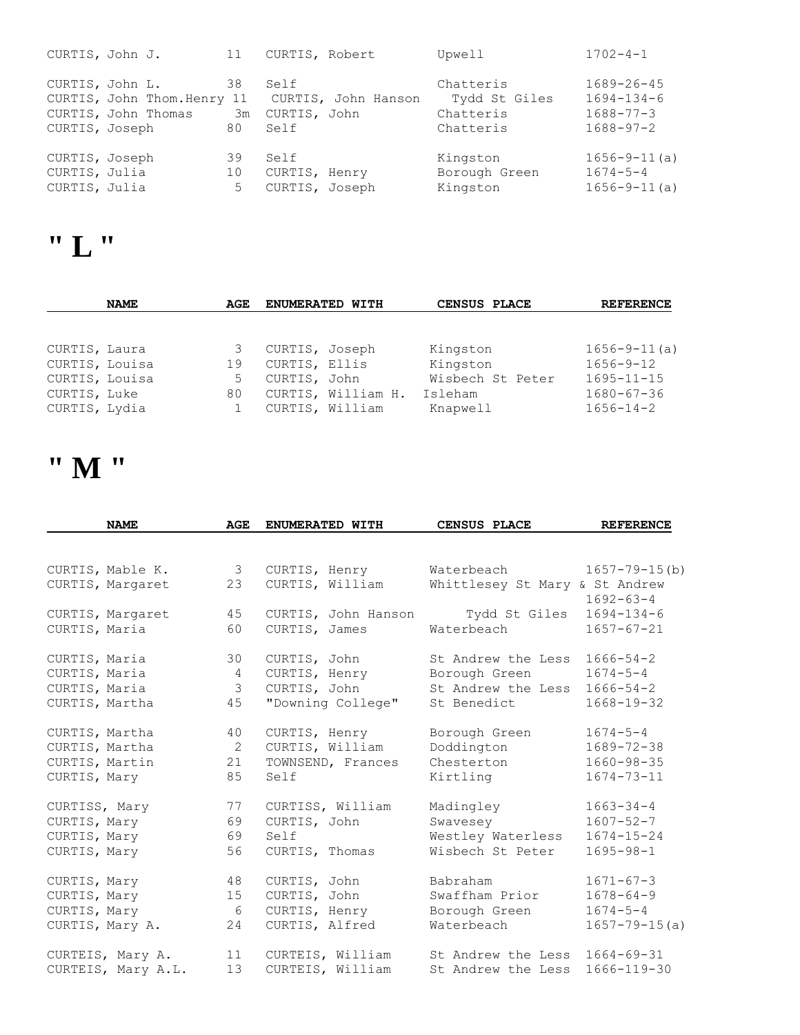| NAME | AGE | ENUMERATED WITH | CENSUS PLACE | REFERENCE |
|---|---|---|---|---|
| CURTIS, John J. | 11 | CURTIS, Robert | Upwell | 1702-4-1 |
| CURTIS, John L. | 38 | Self | Chatteris | 1689-26-45 |
| CURTIS, John Thom.Henry | 11 | CURTIS, John Hanson | Tydd St Giles | 1694-134-6 |
| CURTIS, John Thomas | 3m | CURTIS, John | Chatteris | 1688-77-3 |
| CURTIS, Joseph | 80 | Self | Chatteris | 1688-97-2 |
| CURTIS, Joseph | 39 | Self | Kingston | 1656-9-11(a) |
| CURTIS, Julia | 10 | CURTIS, Henry | Borough Green | 1674-5-4 |
| CURTIS, Julia | 5 | CURTIS, Joseph | Kingston | 1656-9-11(a) |

# " L "

| NAME | AGE | ENUMERATED WITH | CENSUS PLACE | REFERENCE |
|---|---|---|---|---|
| CURTIS, Laura | 3 | CURTIS, Joseph | Kingston | 1656-9-11(a) |
| CURTIS, Louisa | 19 | CURTIS, Ellis | Kingston | 1656-9-12 |
| CURTIS, Louisa | 5 | CURTIS, John | Wisbech St Peter | 1695-11-15 |
| CURTIS, Luke | 80 | CURTIS, William H. | Isleham | 1680-67-36 |
| CURTIS, Lydia | 1 | CURTIS, William | Knapwell | 1656-14-2 |

# " M "

| NAME | AGE | ENUMERATED WITH | CENSUS PLACE | REFERENCE |
|---|---|---|---|---|
| CURTIS, Mable K. | 3 | CURTIS, Henry | Waterbeach | 1657-79-15(b) |
| CURTIS, Margaret | 23 | CURTIS, William | Whittlesey St Mary & St Andrew | 1692-63-4 |
| CURTIS, Margaret | 45 | CURTIS, John Hanson | Tydd St Giles | 1694-134-6 |
| CURTIS, Maria | 60 | CURTIS, James | Waterbeach | 1657-67-21 |
| CURTIS, Maria | 30 | CURTIS, John | St Andrew the Less | 1666-54-2 |
| CURTIS, Maria | 4 | CURTIS, Henry | Borough Green | 1674-5-4 |
| CURTIS, Maria | 3 | CURTIS, John | St Andrew the Less | 1666-54-2 |
| CURTIS, Martha | 45 | "Downing College" | St Benedict | 1668-19-32 |
| CURTIS, Martha | 40 | CURTIS, Henry | Borough Green | 1674-5-4 |
| CURTIS, Martha | 2 | CURTIS, William | Doddington | 1689-72-38 |
| CURTIS, Martin | 21 | TOWNSEND, Frances | Chesterton | 1660-98-35 |
| CURTIS, Mary | 85 | Self | Kirtling | 1674-73-11 |
| CURTISS, Mary | 77 | CURTISS, William | Madingley | 1663-34-4 |
| CURTIS, Mary | 69 | CURTIS, John | Swavesey | 1607-52-7 |
| CURTIS, Mary | 69 | Self | Westley Waterless | 1674-15-24 |
| CURTIS, Mary | 56 | CURTIS, Thomas | Wisbech St Peter | 1695-98-1 |
| CURTIS, Mary | 48 | CURTIS, John | Babraham | 1671-67-3 |
| CURTIS, Mary | 15 | CURTIS, John | Swaffham Prior | 1678-64-9 |
| CURTIS, Mary | 6 | CURTIS, Henry | Borough Green | 1674-5-4 |
| CURTIS, Mary A. | 24 | CURTIS, Alfred | Waterbeach | 1657-79-15(a) |
| CURTEIS, Mary A. | 11 | CURTEIS, William | St Andrew the Less | 1664-69-31 |
| CURTEIS, Mary A.L. | 13 | CURTEIS, William | St Andrew the Less | 1666-119-30 |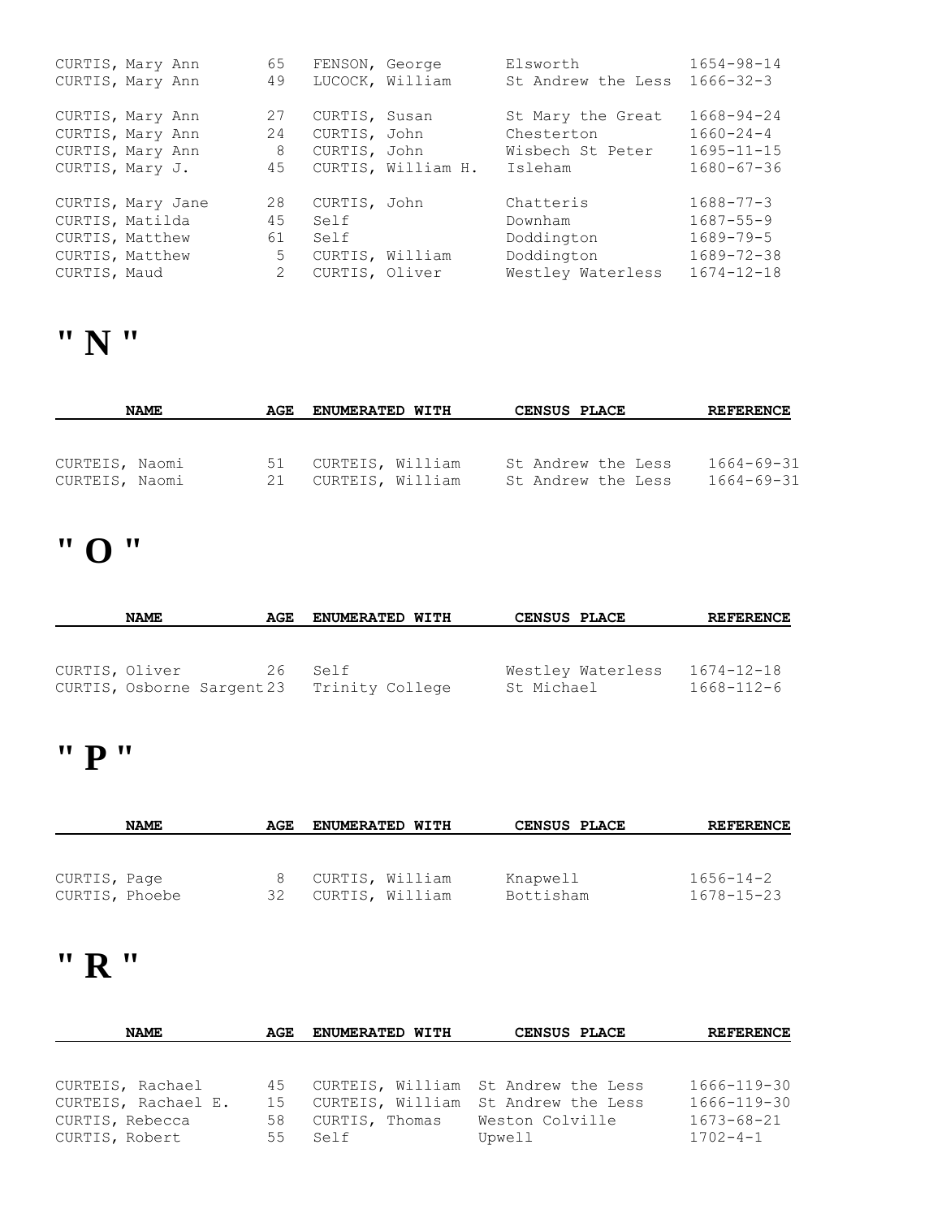| NAME | AGE | ENUMERATED WITH | CENSUS PLACE | REFERENCE |
|---|---|---|---|---|
| CURTIS, Mary Ann | 65 | FENSON, George | Elsworth | 1654-98-14 |
| CURTIS, Mary Ann | 49 | LUCOCK, William | St Andrew the Less | 1666-32-3 |
| CURTIS, Mary Ann | 27 | CURTIS, Susan | St Mary the Great | 1668-94-24 |
| CURTIS, Mary Ann | 24 | CURTIS, John | Chesterton | 1660-24-4 |
| CURTIS, Mary Ann | 8 | CURTIS, John | Wisbech St Peter | 1695-11-15 |
| CURTIS, Mary J. | 45 | CURTIS, William H. | Isleham | 1680-67-36 |
| CURTIS, Mary Jane | 28 | CURTIS, John | Chatteris | 1688-77-3 |
| CURTIS, Matilda | 45 | Self | Downham | 1687-55-9 |
| CURTIS, Matthew | 61 | Self | Doddington | 1689-79-5 |
| CURTIS, Matthew | 5 | CURTIS, William | Doddington | 1689-72-38 |
| CURTIS, Maud | 2 | CURTIS, Oliver | Westley Waterless | 1674-12-18 |

# " N "

| NAME | AGE | ENUMERATED WITH | CENSUS PLACE | REFERENCE |
|---|---|---|---|---|
| CURTEIS, Naomi | 51 | CURTEIS, William | St Andrew the Less | 1664-69-31 |
| CURTEIS, Naomi | 21 | CURTEIS, William | St Andrew the Less | 1664-69-31 |

# " O "

| NAME | AGE | ENUMERATED WITH | CENSUS PLACE | REFERENCE |
|---|---|---|---|---|
| CURTIS, Oliver | 26 | Self | Westley Waterless | 1674-12-18 |
| CURTIS, Osborne Sargent | 23 | Trinity College | St Michael | 1668-112-6 |

# " P "

| NAME | AGE | ENUMERATED WITH | CENSUS PLACE | REFERENCE |
|---|---|---|---|---|
| CURTIS, Page | 8 | CURTIS, William | Knapwell | 1656-14-2 |
| CURTIS, Phoebe | 32 | CURTIS, William | Bottisham | 1678-15-23 |

# " R "

| NAME | AGE | ENUMERATED WITH | CENSUS PLACE | REFERENCE |
|---|---|---|---|---|
| CURTEIS, Rachael | 45 | CURTEIS, William | St Andrew the Less | 1666-119-30 |
| CURTEIS, Rachael E. | 15 | CURTEIS, William | St Andrew the Less | 1666-119-30 |
| CURTIS, Rebecca | 58 | CURTIS, Thomas | Weston Colville | 1673-68-21 |
| CURTIS, Robert | 55 | Self | Upwell | 1702-4-1 |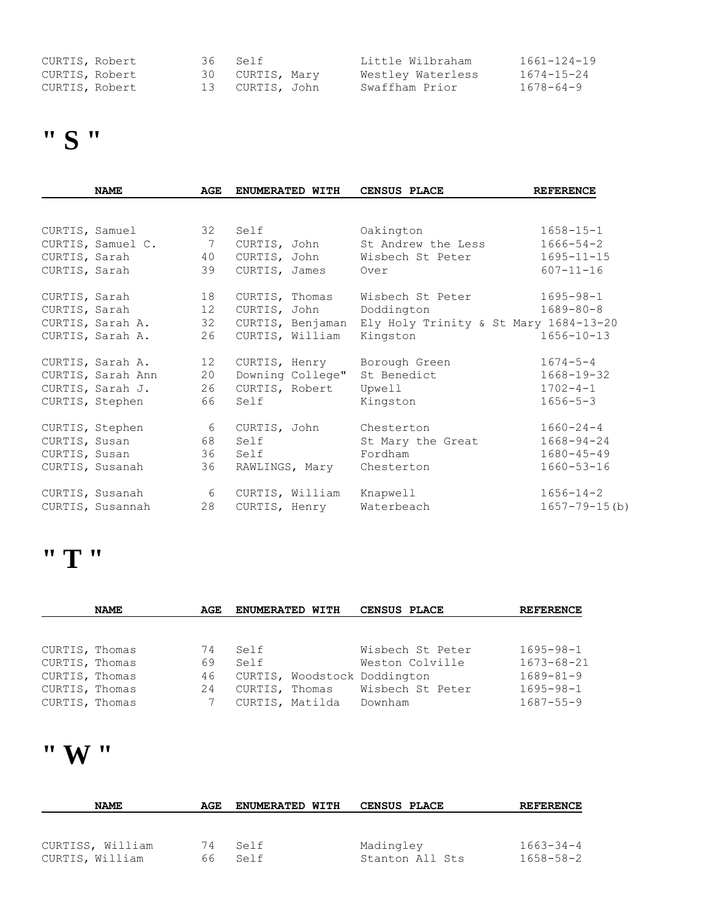| NAME | AGE | ENUMERATED WITH | CENSUS PLACE | REFERENCE |
|---|---|---|---|---|
| CURTIS, Robert | 36 | Self | Little Wilbraham | 1661-124-19 |
| CURTIS, Robert | 30 | CURTIS, Mary | Westley Waterless | 1674-15-24 |
| CURTIS, Robert | 13 | CURTIS, John | Swaffham Prior | 1678-64-9 |

# " S "

| NAME | AGE | ENUMERATED WITH | CENSUS PLACE | REFERENCE |
|---|---|---|---|---|
| CURTIS, Samuel | 32 | Self | Oakington | 1658-15-1 |
| CURTIS, Samuel C. | 7 | CURTIS, John | St Andrew the Less | 1666-54-2 |
| CURTIS, Sarah | 40 | CURTIS, John | Wisbech St Peter | 1695-11-15 |
| CURTIS, Sarah | 39 | CURTIS, James | Over | 607-11-16 |
| CURTIS, Sarah | 18 | CURTIS, Thomas | Wisbech St Peter | 1695-98-1 |
| CURTIS, Sarah | 12 | CURTIS, John | Doddington | 1689-80-8 |
| CURTIS, Sarah A. | 32 | CURTIS, Benjaman | Ely Holy Trinity & St Mary | 1684-13-20 |
| CURTIS, Sarah A. | 26 | CURTIS, William | Kingston | 1656-10-13 |
| CURTIS, Sarah A. | 12 | CURTIS, Henry | Borough Green | 1674-5-4 |
| CURTIS, Sarah Ann | 20 | Downing College" | St Benedict | 1668-19-32 |
| CURTIS, Sarah J. | 26 | CURTIS, Robert | Upwell | 1702-4-1 |
| CURTIS, Stephen | 66 | Self | Kingston | 1656-5-3 |
| CURTIS, Stephen | 6 | CURTIS, John | Chesterton | 1660-24-4 |
| CURTIS, Susan | 68 | Self | St Mary the Great | 1668-94-24 |
| CURTIS, Susan | 36 | Self | Fordham | 1680-45-49 |
| CURTIS, Susanah | 36 | RAWLINGS, Mary | Chesterton | 1660-53-16 |
| CURTIS, Susanah | 6 | CURTIS, William | Knapwell | 1656-14-2 |
| CURTIS, Susannah | 28 | CURTIS, Henry | Waterbeach | 1657-79-15(b) |

# " T "

| NAME | AGE | ENUMERATED WITH | CENSUS PLACE | REFERENCE |
|---|---|---|---|---|
| CURTIS, Thomas | 74 | Self | Wisbech St Peter | 1695-98-1 |
| CURTIS, Thomas | 69 | Self | Weston Colville | 1673-68-21 |
| CURTIS, Thomas | 46 | CURTIS, Woodstock | Doddington | 1689-81-9 |
| CURTIS, Thomas | 24 | CURTIS, Thomas | Wisbech St Peter | 1695-98-1 |
| CURTIS, Thomas | 7 | CURTIS, Matilda | Downham | 1687-55-9 |

# " W "

| NAME | AGE | ENUMERATED WITH | CENSUS PLACE | REFERENCE |
|---|---|---|---|---|
| CURTISS, William | 74 | Self | Madingley | 1663-34-4 |
| CURTIS, William | 66 | Self | Stanton All Sts | 1658-58-2 |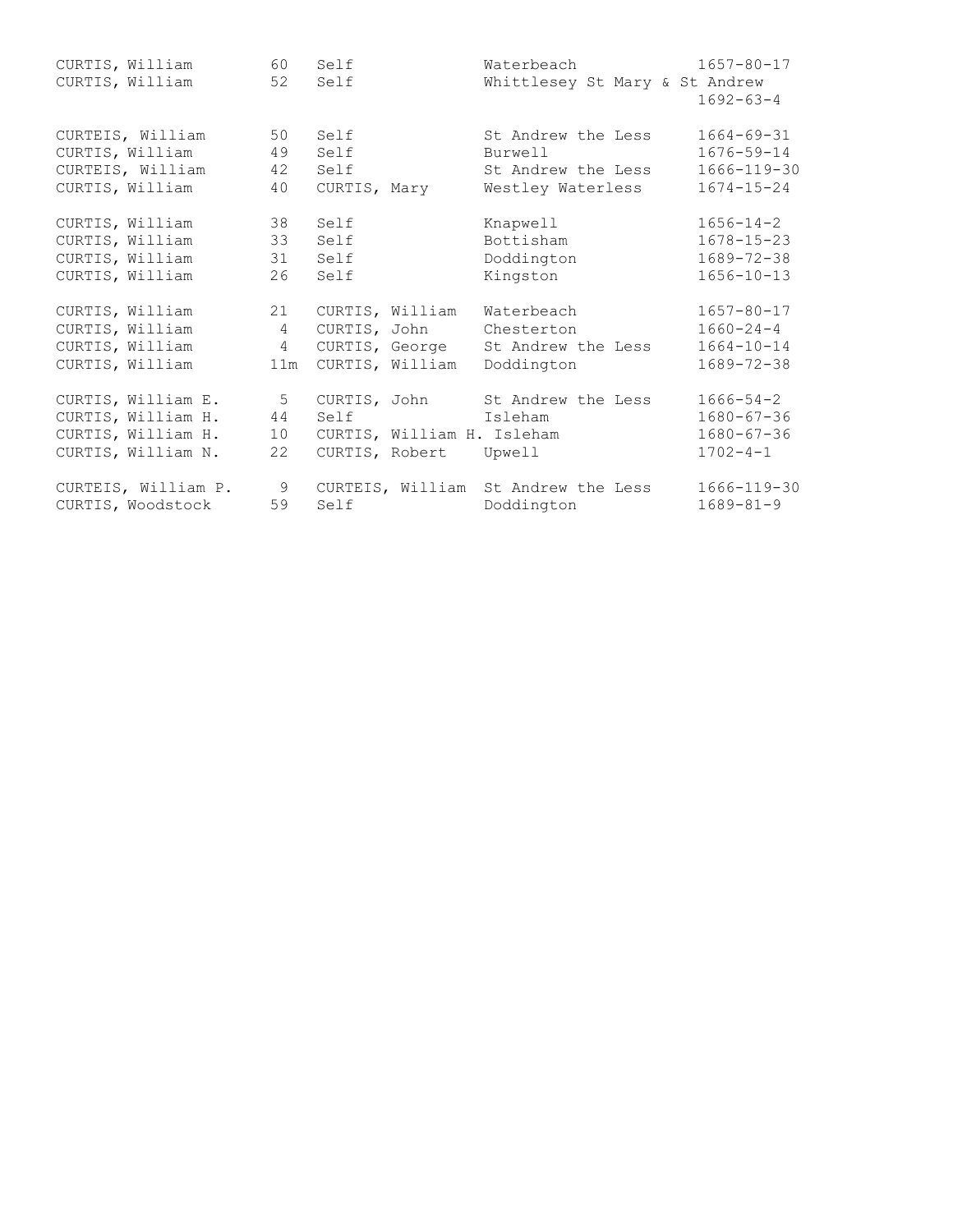| | | | | |
|---|---|---|---|---|
| CURTIS, William | 60 | Self | Waterbeach | 1657-80-17 |
| CURTIS, William | 52 | Self | Whittlesey St Mary & St Andrew | 1692-63-4 |
| CURTEIS, William | 50 | Self | St Andrew the Less | 1664-69-31 |
| CURTIS, William | 49 | Self | Burwell | 1676-59-14 |
| CURTEIS, William | 42 | Self | St Andrew the Less | 1666-119-30 |
| CURTIS, William | 40 | CURTIS, Mary | Westley Waterless | 1674-15-24 |
| CURTIS, William | 38 | Self | Knapwell | 1656-14-2 |
| CURTIS, William | 33 | Self | Bottisham | 1678-15-23 |
| CURTIS, William | 31 | Self | Doddington | 1689-72-38 |
| CURTIS, William | 26 | Self | Kingston | 1656-10-13 |
| CURTIS, William | 21 | CURTIS, William | Waterbeach | 1657-80-17 |
| CURTIS, William | 4 | CURTIS, John | Chesterton | 1660-24-4 |
| CURTIS, William | 4 | CURTIS, George | St Andrew the Less | 1664-10-14 |
| CURTIS, William | 11m | CURTIS, William | Doddington | 1689-72-38 |
| CURTIS, William E. | 5 | CURTIS, John | St Andrew the Less | 1666-54-2 |
| CURTIS, William H. | 44 | Self | Isleham | 1680-67-36 |
| CURTIS, William H. | 10 | CURTIS, William H. | Isleham | 1680-67-36 |
| CURTIS, William N. | 22 | CURTIS, Robert | Upwell | 1702-4-1 |
| CURTEIS, William P. | 9 | CURTEIS, William | St Andrew the Less | 1666-119-30 |
| CURTIS, Woodstock | 59 | Self | Doddington | 1689-81-9 |